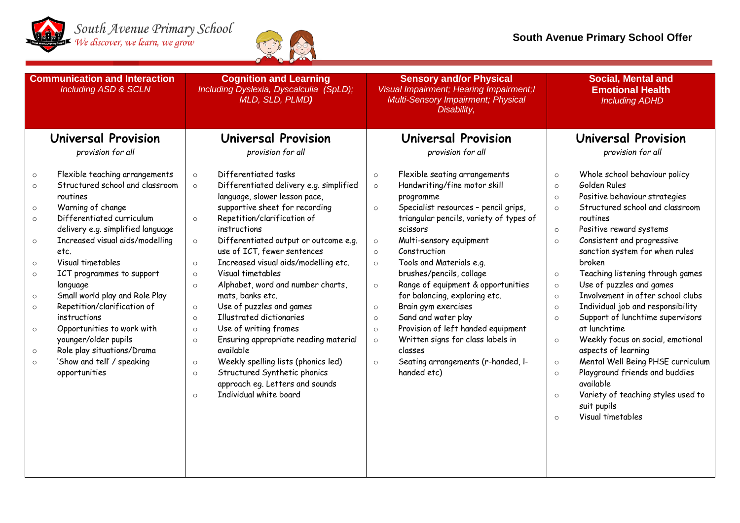South Avenue Primary School
*We discover, we learn, we grow*

**South Avenue Primary School Offer**

| **Communication and Interaction** *Including ASD & SCLN* | **Cognition and Learning** *Including Dyslexia, Dyscalculia (SpLD); MLD, SLD, PLMD)* | **Sensory and/or Physical** *Visual Impairment; Hearing Impairment;I Multi-Sensory Impairment; Physical Disability,* | **Social, Mental and Emotional Health** *Including ADHD* |
|---|---|---|---|
| **Universal Provision** *provision for all* | **Universal Provision** *provision for all* | **Universal Provision** *provision for all* | **Universal Provision** *provision for all* |
| ○ Flexible teaching arrangements<br>○ Structured school and classroom routines<br>○ Warning of change<br>○ Differentiated curriculum delivery e.g. simplified language<br>○ Increased visual aids/modelling etc.<br>○ Visual timetables<br>○ ICT programmes to support language<br>○ Small world play and Role Play<br>○ Repetition/clarification of instructions<br>○ Opportunities to work with younger/older pupils<br>○ Role play situations/Drama<br>○ 'Show and tell' / speaking opportunities | ○ Differentiated tasks<br>○ Differentiated delivery e.g. simplified language, slower lesson pace, supportive sheet for recording<br>○ Repetition/clarification of instructions<br>○ Differentiated output or outcome e.g. use of ICT, fewer sentences<br>○ Increased visual aids/modelling etc.<br>○ Visual timetables<br>○ Alphabet, word and number charts, mats, banks etc.<br>○ Use of puzzles and games<br>○ Illustrated dictionaries<br>○ Use of writing frames<br>○ Ensuring appropriate reading material available<br>○ Weekly spelling lists (phonics led)<br>○ Structured Synthetic phonics approach eg. Letters and sounds<br>○ Individual white board | ○ Flexible seating arrangements<br>○ Handwriting/fine motor skill programme<br>○ Specialist resources – pencil grips, triangular pencils, variety of types of scissors<br>○ Multi-sensory equipment<br>○ Construction<br>○ Tools and Materials e.g. brushes/pencils, collage<br>○ Range of equipment & opportunities for balancing, exploring etc.<br>○ Brain gym exercises<br>○ Sand and water play<br>○ Provision of left handed equipment<br>○ Written signs for class labels in classes<br>○ Seating arrangements (r-handed, l-handed etc) | ○ Whole school behaviour policy<br>○ Golden Rules<br>○ Positive behaviour strategies<br>○ Structured school and classroom routines<br>○ Positive reward systems<br>○ Consistent and progressive sanction system for when rules broken<br>○ Teaching listening through games<br>○ Use of puzzles and games<br>○ Involvement in after school clubs<br>○ Individual job and responsibility<br>○ Support of lunchtime supervisors at lunchtime<br>○ Weekly focus on social, emotional aspects of learning<br>○ Mental Well Being PHSE curriculum<br>○ Playground friends and buddies available<br>○ Variety of teaching styles used to suit pupils<br>○ Visual timetables |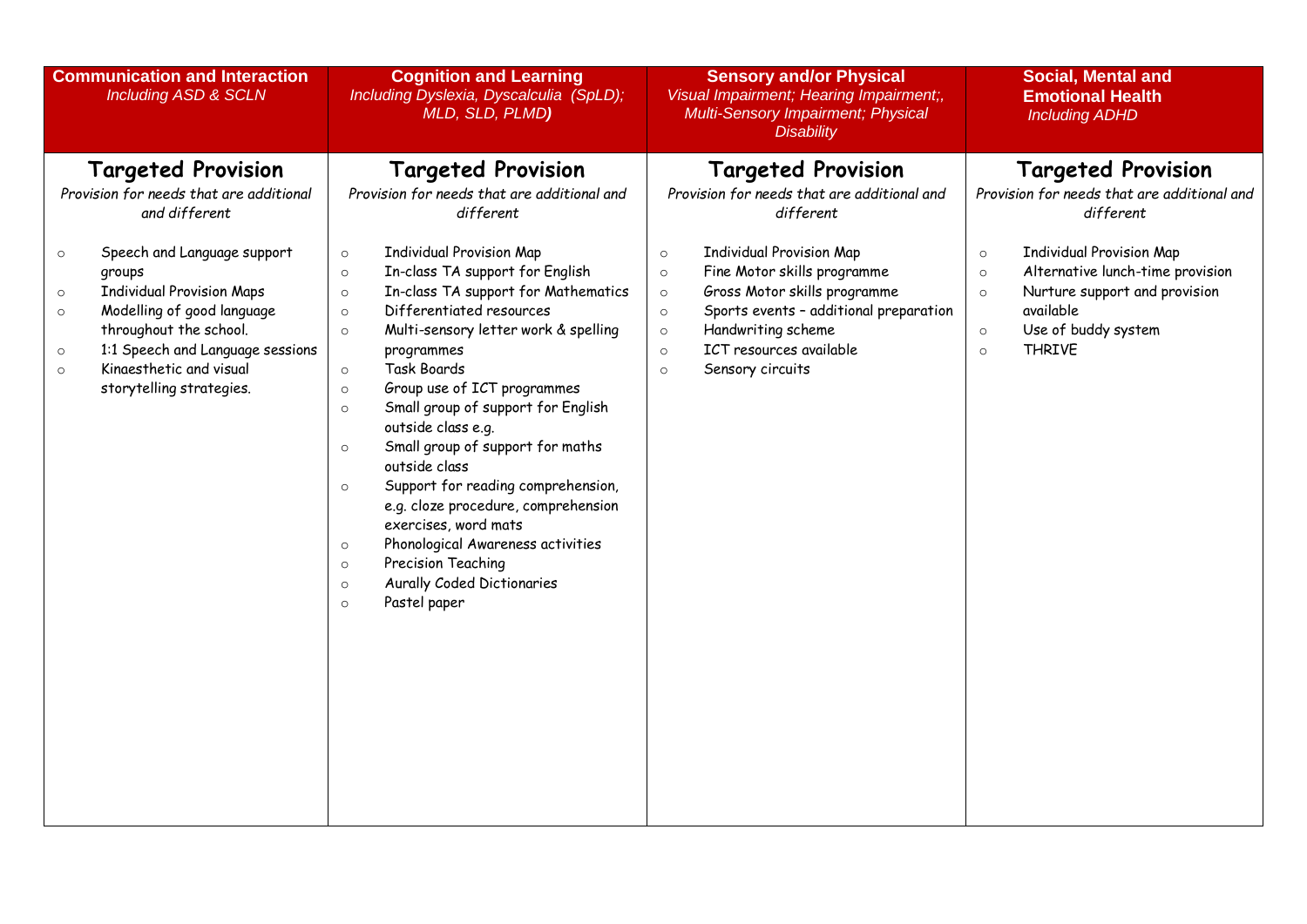| **Communication and Interaction** *Including ASD & SCLN* | **Cognition and Learning** *Including Dyslexia, Dyscalculia (SpLD); MLD, SLD, PLMD)* | **Sensory and/or Physical** *Visual Impairment; Hearing Impairment;, Multi-Sensory Impairment; Physical Disability* | **Social, Mental and Emotional Health** *Including ADHD* |
|---|---|---|---|
| **Targeted Provision**<br>*Provision for needs that are additional and different*<br><br>○ Speech and Language support groups<br>○ Individual Provision Maps<br>○ Modelling of good language throughout the school.<br>○ 1:1 Speech and Language sessions<br>○ Kinaesthetic and visual storytelling strategies. | **Targeted Provision**<br>*Provision for needs that are additional and different*<br><br>○ Individual Provision Map<br>○ In-class TA support for English<br>○ In-class TA support for Mathematics<br>○ Differentiated resources<br>○ Multi-sensory letter work & spelling programmes<br>○ Task Boards<br>○ Group use of ICT programmes<br>○ Small group of support for English outside class e.g.<br>○ Small group of support for maths outside class<br>○ Support for reading comprehension, e.g. cloze procedure, comprehension exercises, word mats<br>○ Phonological Awareness activities<br>○ Precision Teaching<br>○ Aurally Coded Dictionaries<br>○ Pastel paper | **Targeted Provision**<br>*Provision for needs that are additional and different*<br><br>○ Individual Provision Map<br>○ Fine Motor skills programme<br>○ Gross Motor skills programme<br>○ Sports events – additional preparation<br>○ Handwriting scheme<br>○ ICT resources available<br>○ Sensory circuits | **Targeted Provision**<br>*Provision for needs that are additional and different*<br><br>○ Individual Provision Map<br>○ Alternative lunch-time provision<br>○ Nurture support and provision available<br>○ Use of buddy system<br>○ THRIVE |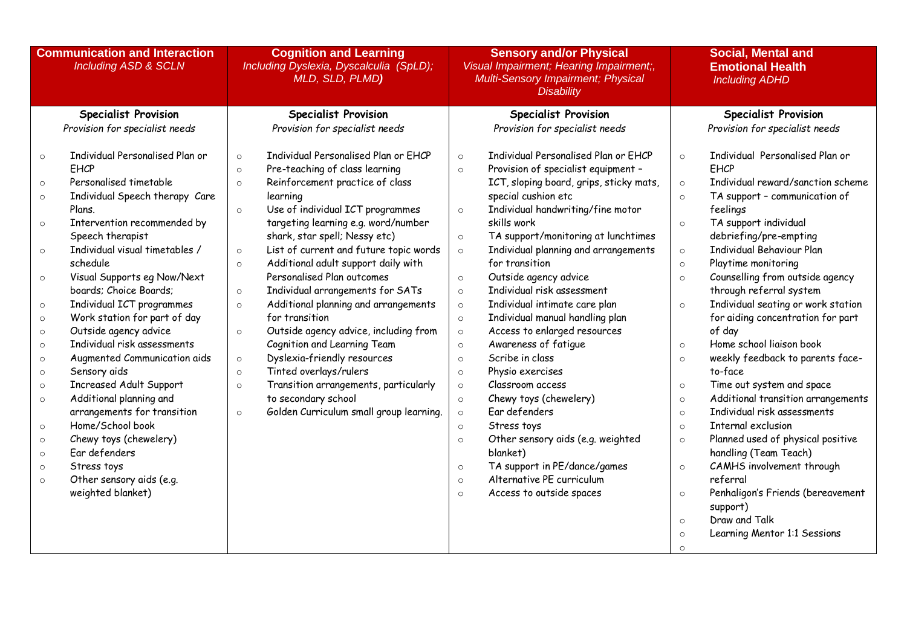| **Communication and Interaction**<br>*Including ASD & SCLN* | **Cognition and Learning**<br>*Including Dyslexia, Dyscalculia (SpLD); MLD, SLD, PLMD)* | **Sensory and/or Physical**<br>*Visual Impairment; Hearing Impairment;, Multi-Sensory Impairment; Physical Disability* | **Social, Mental and Emotional Health**<br>*Including ADHD* |
|---|---|---|---|
| **Specialist Provision**<br>*Provision for specialist needs*<br><br>◦ Individual Personalised Plan or EHCP<br>◦ Personalised timetable<br>◦ Individual Speech therapy Care Plans.<br>◦ Intervention recommended by Speech therapist<br>◦ Individual visual timetables / schedule<br>◦ Visual Supports eg Now/Next boards; Choice Boards;<br>◦ Individual ICT programmes<br>◦ Work station for part of day<br>◦ Outside agency advice<br>◦ Individual risk assessments<br>◦ Augmented Communication aids<br>◦ Sensory aids<br>◦ Increased Adult Support<br>◦ Additional planning and arrangements for transition<br>◦ Home/School book<br>◦ Chewy toys (chewelery)<br>◦ Ear defenders<br>◦ Stress toys<br>◦ Other sensory aids (e.g. weighted blanket) | **Specialist Provision**<br>*Provision for specialist needs*<br><br>◦ Individual Personalised Plan or EHCP<br>◦ Pre-teaching of class learning<br>◦ Reinforcement practice of class learning<br>◦ Use of individual ICT programmes targeting learning e.g. word/number shark, star spell; Nessy etc)<br>◦ List of current and future topic words<br>◦ Additional adult support daily with Personalised Plan outcomes<br>◦ Individual arrangements for SATs<br>◦ Additional planning and arrangements for transition<br>◦ Outside agency advice, including from Cognition and Learning Team<br>◦ Dyslexia-friendly resources<br>◦ Tinted overlays/rulers<br>◦ Transition arrangements, particularly to secondary school<br>◦ Golden Curriculum small group learning. | **Specialist Provision**<br>*Provision for specialist needs*<br><br>◦ Individual Personalised Plan or EHCP<br>◦ Provision of specialist equipment – ICT, sloping board, grips, sticky mats, special cushion etc<br>◦ Individual handwriting/fine motor skills work<br>◦ TA support/monitoring at lunchtimes<br>◦ Individual planning and arrangements for transition<br>◦ Outside agency advice<br>◦ Individual risk assessment<br>◦ Individual intimate care plan<br>◦ Individual manual handling plan<br>◦ Access to enlarged resources<br>◦ Awareness of fatigue<br>◦ Scribe in class<br>◦ Physio exercises<br>◦ Classroom access<br>◦ Chewy toys (chewelery)<br>◦ Ear defenders<br>◦ Stress toys<br>◦ Other sensory aids (e.g. weighted blanket)<br>◦ TA support in PE/dance/games<br>◦ Alternative PE curriculum<br>◦ Access to outside spaces | **Specialist Provision**<br>*Provision for specialist needs*<br><br>◦ Individual Personalised Plan or EHCP<br>◦ Individual reward/sanction scheme<br>◦ TA support – communication of feelings<br>◦ TA support individual debriefing/pre-empting<br>◦ Individual Behaviour Plan<br>◦ Playtime monitoring<br>◦ Counselling from outside agency through referral system<br>◦ Individual seating or work station for aiding concentration for part of day<br>◦ Home school liaison book<br>◦ weekly feedback to parents face-to-face<br>◦ Time out system and space<br>◦ Additional transition arrangements<br>◦ Individual risk assessments<br>◦ Internal exclusion<br>◦ Planned used of physical positive handling (Team Teach)<br>◦ CAMHS involvement through referral<br>◦ Penhaligon's Friends (bereavement support)<br>◦ Draw and Talk<br>◦ Learning Mentor 1:1 Sessions<br>◦ |